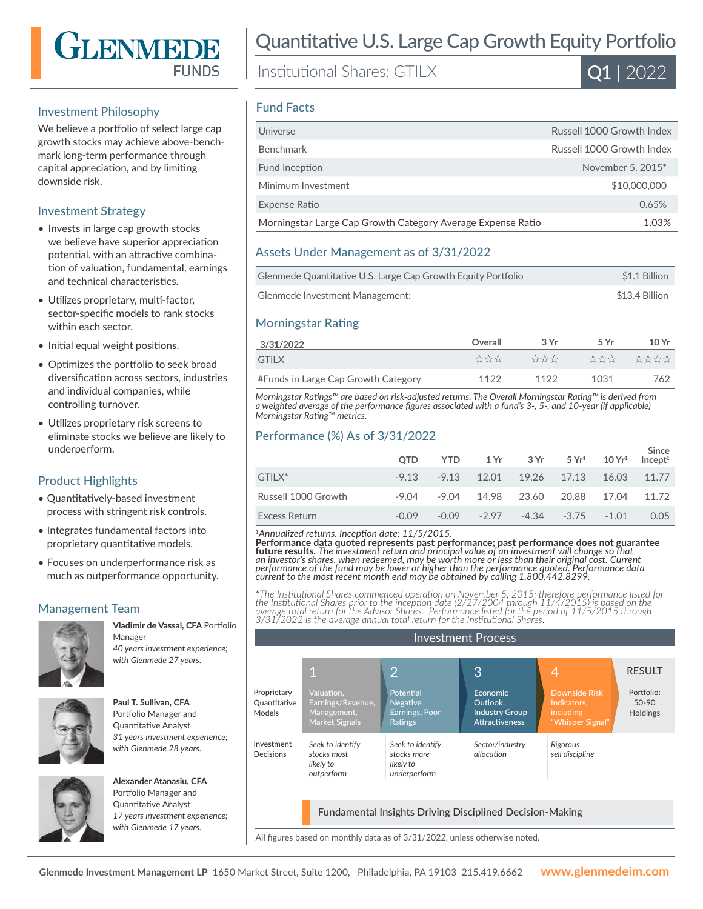# GLENMEDE FUNDS

# Quantitative U.S. Large Cap Growth Equity Portfolio

Institutional Shares: GTILX

**Q1 | 2022**

## Investment Philosophy

We believe a portfolio of select large cap growth stocks may achieve above-benchmark long-term performance through capital appreciation, and by limiting downside risk.

## Investment Strategy

- Invests in large cap growth stocks we believe have superior appreciation potential, with an attractive combination of valuation, fundamental, earnings and technical characteristics.
- Utilizes proprietary, multi-factor, sector-specific models to rank stocks within each sector.
- Initial equal weight positions.
- Optimizes the portfolio to seek broad diversification across sectors, industries and individual companies, while controlling turnover.
- Utilizes proprietary risk screens to eliminate stocks we believe are likely to underperform.

## Product Highlights

- Quantitatively-based investment process with stringent risk controls.
- Integrates fundamental factors into proprietary quantitative models.
- Focuses on underperformance risk as much as outperformance opportunity.

## Management Team

**Vladimir de Vassal, CFA** Portfolio Manager
*40 years investment experience; with Glenmede 27 years.*

**Paul T. Sullivan, CFA**
Portfolio Manager and Quantitative Analyst
*31 years investment experience; with Glenmede 28 years.*

**Alexander Atanasiu, CFA**
Portfolio Manager and Quantitative Analyst
*17 years investment experience; with Glenmede 17 years.*

## Fund Facts

| | |
|---|---|
| Universe | Russell 1000 Growth Index |
| Benchmark | Russell 1000 Growth Index |
| Fund Inception | November 5, 2015* |
| Minimum Investment | $10,000,000 |
| Expense Ratio | 0.65% |
| Morningstar Large Cap Growth Category Average Expense Ratio | 1.03% |

## Assets Under Management as of 3/31/2022

| | |
|---|---|
| Glenmede Quantitative U.S. Large Cap Growth Equity Portfolio | $1.1 Billion |
| Glenmede Investment Management: | $13.4 Billion |

## Morningstar Rating

| 3/31/2022 | Overall | 3 Yr | 5 Yr | 10 Yr |
|---|---|---|---|---|
| GTILX | ☆☆☆ | ☆☆☆ | ☆☆☆ | ☆☆☆☆ |
| #Funds in Large Cap Growth Category | 1122 | 1122 | 1031 | 762 |

*Morningstar Ratings™ are based on risk-adjusted returns. The Overall Morningstar Rating™ is derived from a weighted average of the performance figures associated with a fund's 3-, 5-, and 10-year (if applicable) Morningstar Rating™ metrics.*

## Performance (%) As of 3/31/2022

| | QTD | YTD | 1 Yr | 3 Yr | 5 Yr[1] | 10 Yr[1] | Since Incept[1] |
|---|---|---|---|---|---|---|---|
| GTILX* | -9.13 | -9.13 | 12.01 | 19.26 | 17.13 | 16.03 | 11.77 |
| Russell 1000 Growth | -9.04 | -9.04 | 14.98 | 23.60 | 20.88 | 17.04 | 11.72 |
| Excess Return | -0.09 | -0.09 | -2.97 | -4.34 | -3.75 | -1.01 | 0.05 |

*[1]Annualized returns. Inception date: 11/5/2015.*
**Performance data quoted represents past performance; past performance does not guarantee future results.** *The investment return and principal value of an investment will change so that an investor's shares, when redeemed, may be worth more or less than their original cost. Current performance of the fund may be lower or higher than the performance quoted. Performance data current to the most recent month end may be obtained by calling 1.800.442.8299.*

*\*The Institutional Shares commenced operation on November 5, 2015; therefore performance listed for the Institutional Shares prior to the inception date (2/27/2004 through 11/4/2015) is based on the average total return for the Advisor Shares. Performance listed for the period of 11/5/2015 through 3/31/2022 is the average annual total return for the Institutional Shares.*

## Investment Process

| | 1 | 2 | 3 | 4 | RESULT |
|---|---|---|---|---|---|
| Proprietary Quantitative Models | Valuation, Earnings/Revenue, Management, Market Signals | Potential Negative Earnings, Poor Ratings | Economic Outlook, Industry Group Attractiveness | Downside Risk Indicators, including "Whisper Signal" | Portfolio: 50-90 Holdings |
| Investment Decisions | *Seek to identify stocks most likely to outperform* | *Seek to identify stocks more likely to underperform* | *Sector/industry allocation* | *Rigorous sell discipline* | |

Fundamental Insights Driving Disciplined Decision-Making

All figures based on monthly data as of 3/31/2022, unless otherwise noted.

**Glenmede Investment Management LP** 1650 Market Street, Suite 1200, Philadelphia, PA 19103 215.419.6662 **www.glenmedeim.com**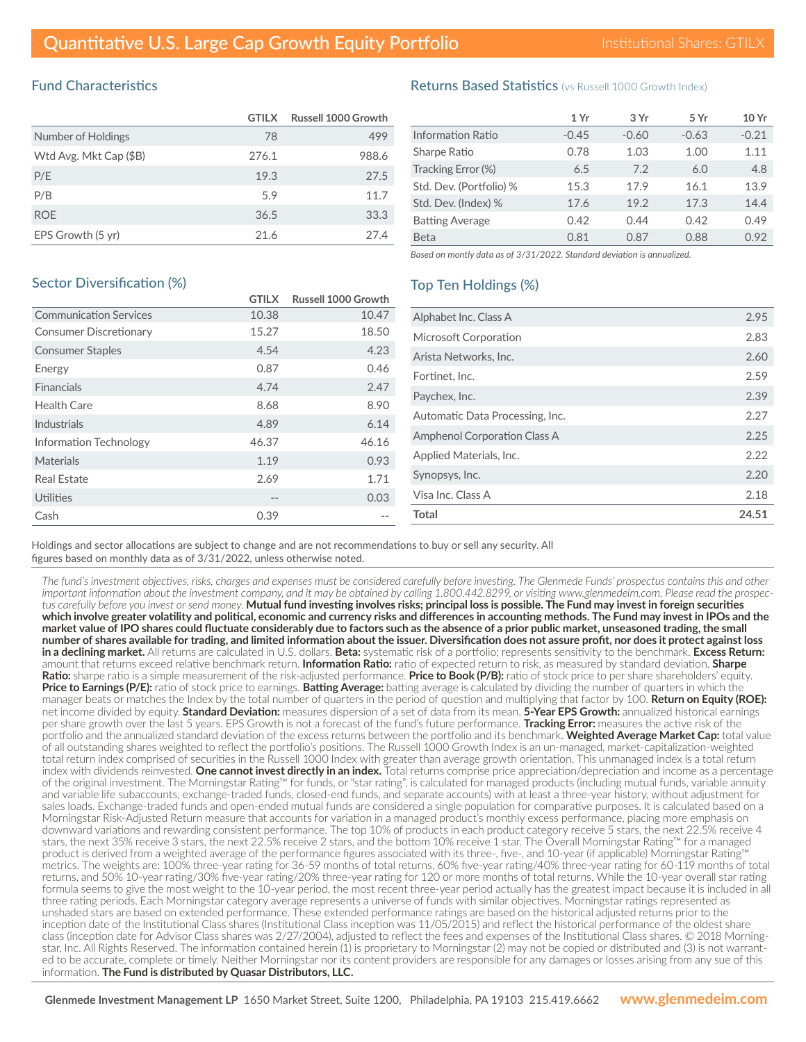# Quantitative U.S. Large Cap Growth Equity Portfolio

Institutional Shares: GTILX

## Fund Characteristics

| | GTILX | Russell 1000 Growth |
|---|---|---|
| Number of Holdings | 78 | 499 |
| Wtd Avg. Mkt Cap ($B) | 276.1 | 988.6 |
| P/E | 19.3 | 27.5 |
| P/B | 5.9 | 11.7 |
| ROE | 36.5 | 33.3 |
| EPS Growth (5 yr) | 21.6 | 27.4 |

## Returns Based Statistics (vs Russell 1000 Growth Index)

| | 1 Yr | 3 Yr | 5 Yr | 10 Yr |
|---|---|---|---|---|
| Information Ratio | -0.45 | -0.60 | -0.63 | -0.21 |
| Sharpe Ratio | 0.78 | 1.03 | 1.00 | 1.11 |
| Tracking Error (%) | 6.5 | 7.2 | 6.0 | 4.8 |
| Std. Dev. (Portfolio) % | 15.3 | 17.9 | 16.1 | 13.9 |
| Std. Dev. (Index) % | 17.6 | 19.2 | 17.3 | 14.4 |
| Batting Average | 0.42 | 0.44 | 0.42 | 0.49 |
| Beta | 0.81 | 0.87 | 0.88 | 0.92 |

*Based on monthly data as of 3/31/2022. Standard deviation is annualized.*

## Sector Diversification (%)

| | GTILX | Russell 1000 Growth |
|---|---|---|
| Communication Services | 10.38 | 10.47 |
| Consumer Discretionary | 15.27 | 18.50 |
| Consumer Staples | 4.54 | 4.23 |
| Energy | 0.87 | 0.46 |
| Financials | 4.74 | 2.47 |
| Health Care | 8.68 | 8.90 |
| Industrials | 4.89 | 6.14 |
| Information Technology | 46.37 | 46.16 |
| Materials | 1.19 | 0.93 |
| Real Estate | 2.69 | 1.71 |
| Utilities | -- | 0.03 |
| Cash | 0.39 | -- |

## Top Ten Holdings (%)

| | |
|---|---|
| Alphabet Inc. Class A | 2.95 |
| Microsoft Corporation | 2.83 |
| Arista Networks, Inc. | 2.60 |
| Fortinet, Inc. | 2.59 |
| Paychex, Inc. | 2.39 |
| Automatic Data Processing, Inc. | 2.27 |
| Amphenol Corporation Class A | 2.25 |
| Applied Materials, Inc. | 2.22 |
| Synopsys, Inc. | 2.20 |
| Visa Inc. Class A | 2.18 |
| **Total** | **24.51** |

Holdings and sector allocations are subject to change and are not recommendations to buy or sell any security. All figures based on monthly data as of 3/31/2022, unless otherwise noted.

*The fund's investment objectives, risks, charges and expenses must be considered carefully before investing. The Glenmede Funds' prospectus contains this and other important information about the investment company, and it may be obtained by calling 1.800.442.8299, or visiting www.glenmedeim.com. Please read the prospectus carefully before you invest or send money.* **Mutual fund investing involves risks; principal loss is possible. The Fund may invest in foreign securities which involve greater volatility and political, economic and currency risks and differences in accounting methods. The Fund may invest in IPOs and the market value of IPO shares could fluctuate considerably due to factors such as the absence of a prior public market, unseasoned trading, the small number of shares available for trading, and limited information about the issuer. Diversification does not assure profit, nor does it protect against loss in a declining market.** All returns are calculated in U.S. dollars. **Beta:** systematic risk of a portfolio; represents sensitivity to the benchmark. **Excess Return:** amount that returns exceed relative benchmark return. **Information Ratio:** ratio of expected return to risk, as measured by standard deviation. **Sharpe Ratio:** sharpe ratio is a simple measurement of the risk-adjusted performance. **Price to Book (P/B):** ratio of stock price to per share shareholders' equity. **Price to Earnings (P/E):** ratio of stock price to earnings. **Batting Average:** batting average is calculated by dividing the number of quarters in which the manager beats or matches the Index by the total number of quarters in the period of question and multiplying that factor by 100. **Return on Equity (ROE):** net income divided by equity. **Standard Deviation:** measures dispersion of a set of data from its mean. **5-Year EPS Growth:** annualized historical earnings per share growth over the last 5 years. EPS Growth is not a forecast of the fund's future performance. **Tracking Error:** measures the active risk of the portfolio and the annualized standard deviation of the excess returns between the portfolio and its benchmark. **Weighted Average Market Cap:** total value of all outstanding shares weighted to reflect the portfolio's positions. The Russell 1000 Growth Index is an un-managed, market-capitalization-weighted total return index comprised of securities in the Russell 1000 Index with greater than average growth orientation. This unmanaged index is a total return index with dividends reinvested. **One cannot invest directly in an index.** Total returns comprise price appreciation/depreciation and income as a percentage of the original investment. The Morningstar Rating™ for funds, or "star rating", is calculated for managed products (including mutual funds, variable annuity and variable life subaccounts, exchange-traded funds, closed-end funds, and separate accounts) with at least a three-year history, without adjustment for sales loads. Exchange-traded funds and open-ended mutual funds are considered a single population for comparative purposes. It is calculated based on a Morningstar Risk-Adjusted Return measure that accounts for variation in a managed product's monthly excess performance, placing more emphasis on downward variations and rewarding consistent performance. The top 10% of products in each product category receive 5 stars, the next 22.5% receive 4 stars, the next 35% receive 3 stars, the next 22.5% receive 2 stars, and the bottom 10% receive 1 star. The Overall Morningstar Rating™ for a managed product is derived from a weighted average of the performance figures associated with its three-, five-, and 10-year (if applicable) Morningstar Rating™ metrics. The weights are: 100% three-year rating for 36-59 months of total returns, 60% five-year rating/40% three-year rating for 60-119 months of total returns, and 50% 10-year rating/30% five-year rating/20% three-year rating for 120 or more months of total returns. While the 10-year overall star rating formula seems to give the most weight to the 10-year period, the most recent three-year period actually has the greatest impact because it is included in all three rating periods. Each Morningstar category average represents a universe of funds with similar objectives. Morningstar ratings represented as unshaded stars are based on extended performance. These extended performance ratings are based on the historical adjusted returns prior to the inception date of the Institutional Class shares (Institutional Class inception was 11/05/2015) and reflect the historical performance of the oldest share class (inception date for Advisor Class shares was 2/27/2004), adjusted to reflect the fees and expenses of the Institutional Class shares. © 2018 Morningstar, Inc. All Rights Reserved. The information contained herein (1) is proprietary to Morningstar (2) may not be copied or distributed and (3) is not warranted to be accurate, complete or timely. Neither Morningstar nor its content providers are responsible for any damages or losses arising from any sue of this information. **The Fund is distributed by Quasar Distributors, LLC.**

**Glenmede Investment Management LP** 1650 Market Street, Suite 1200, Philadelphia, PA 19103 215.419.6662 **www.glenmedeim.com**